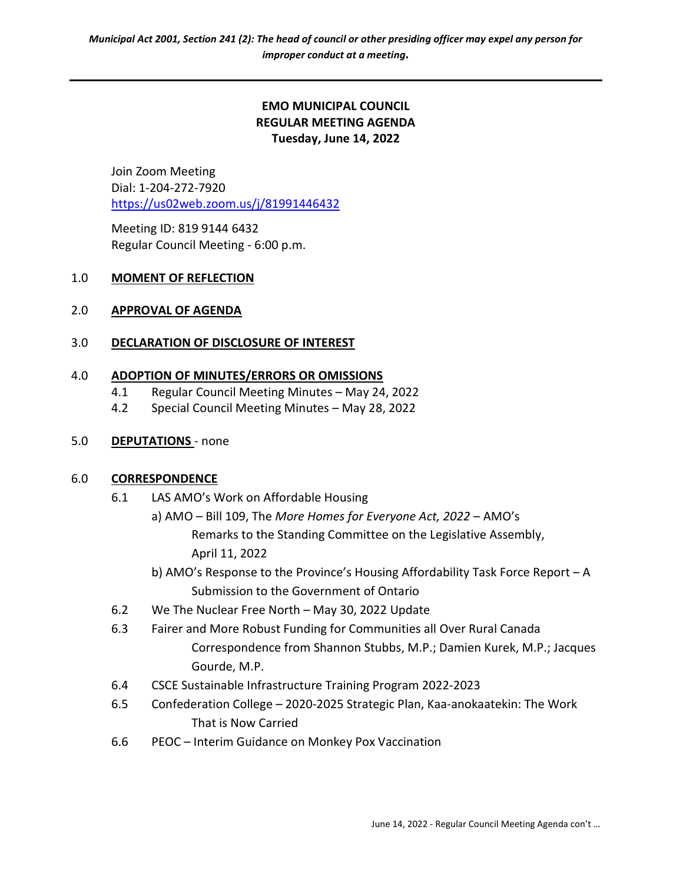*Municipal Act 2001, Section 241 (2): The head of council or other presiding officer may expel any person for improper conduct at a meeting.*

---

**EMO MUNICIPAL COUNCIL**
**REGULAR MEETING AGENDA**
**Tuesday, June 14, 2022**

Join Zoom Meeting
Dial: 1-204-272-7920
https://us02web.zoom.us/j/81991446432

Meeting ID: 819 9144 6432
Regular Council Meeting - 6:00 p.m.

1.0 **MOMENT OF REFLECTION**

2.0 **APPROVAL OF AGENDA**

3.0 **DECLARATION OF DISCLOSURE OF INTEREST**

4.0 **ADOPTION OF MINUTES/ERRORS OR OMISSIONS**
- 4.1 Regular Council Meeting Minutes – May 24, 2022
- 4.2 Special Council Meeting Minutes – May 28, 2022

5.0 **DEPUTATIONS** - none

6.0 **CORRESPONDENCE**
- 6.1 LAS AMO's Work on Affordable Housing
  - a) AMO – Bill 109, The *More Homes for Everyone Act, 2022* – AMO's Remarks to the Standing Committee on the Legislative Assembly, April 11, 2022
  - b) AMO's Response to the Province's Housing Affordability Task Force Report – A Submission to the Government of Ontario
- 6.2 We The Nuclear Free North – May 30, 2022 Update
- 6.3 Fairer and More Robust Funding for Communities all Over Rural Canada Correspondence from Shannon Stubbs, M.P.; Damien Kurek, M.P.; Jacques Gourde, M.P.
- 6.4 CSCE Sustainable Infrastructure Training Program 2022-2023
- 6.5 Confederation College – 2020-2025 Strategic Plan, Kaa-anokaatekin: The Work That is Now Carried
- 6.6 PEOC – Interim Guidance on Monkey Pox Vaccination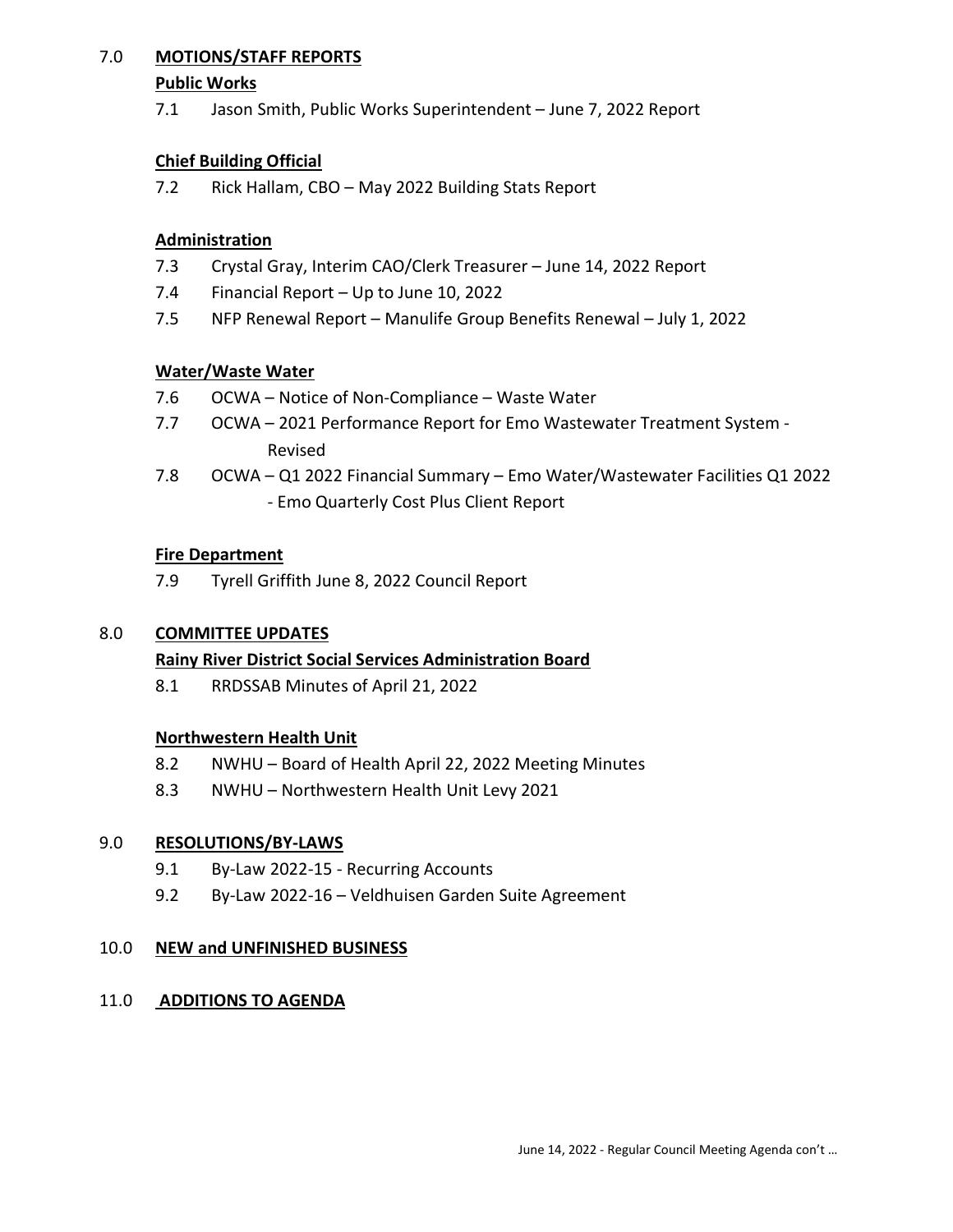## 7.0 MOTIONS/STAFF REPORTS

### Public Works

7.1 Jason Smith, Public Works Superintendent – June 7, 2022 Report

### Chief Building Official

7.2 Rick Hallam, CBO – May 2022 Building Stats Report

### Administration

7.3 Crystal Gray, Interim CAO/Clerk Treasurer – June 14, 2022 Report

7.4 Financial Report – Up to June 10, 2022

7.5 NFP Renewal Report – Manulife Group Benefits Renewal – July 1, 2022

### Water/Waste Water

7.6 OCWA – Notice of Non-Compliance – Waste Water

7.7 OCWA – 2021 Performance Report for Emo Wastewater Treatment System - Revised

7.8 OCWA – Q1 2022 Financial Summary – Emo Water/Wastewater Facilities Q1 2022 - Emo Quarterly Cost Plus Client Report

### Fire Department

7.9 Tyrell Griffith June 8, 2022 Council Report

## 8.0 COMMITTEE UPDATES

### Rainy River District Social Services Administration Board

8.1 RRDSSAB Minutes of April 21, 2022

### Northwestern Health Unit

8.2 NWHU – Board of Health April 22, 2022 Meeting Minutes

8.3 NWHU – Northwestern Health Unit Levy 2021

## 9.0 RESOLUTIONS/BY-LAWS

9.1 By-Law 2022-15 - Recurring Accounts

9.2 By-Law 2022-16 – Veldhuisen Garden Suite Agreement

## 10.0 NEW and UNFINISHED BUSINESS

## 11.0 ADDITIONS TO AGENDA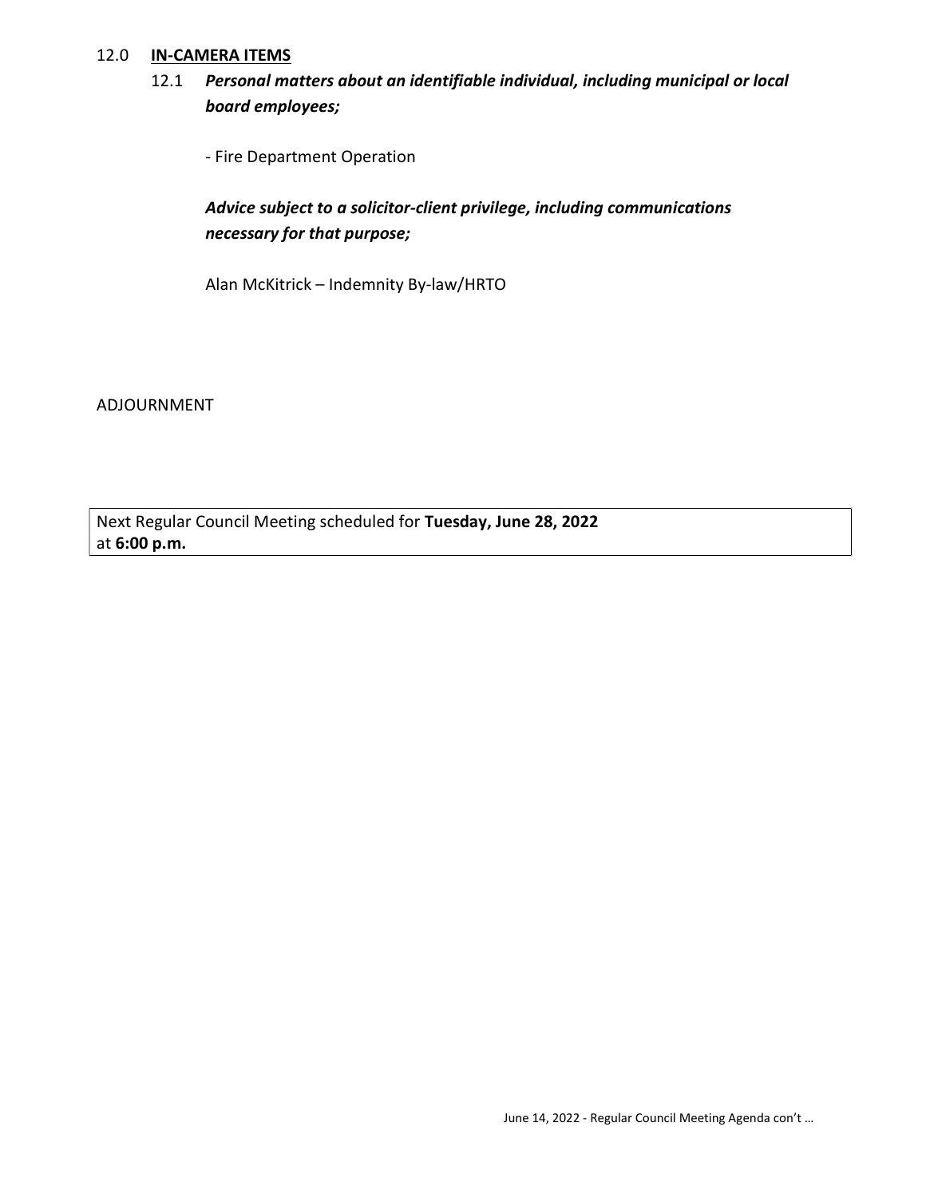12.0 **IN-CAMERA ITEMS**

12.1 ***Personal matters about an identifiable individual, including municipal or local board employees;***

- Fire Department Operation

***Advice subject to a solicitor-client privilege, including communications necessary for that purpose;***

Alan McKitrick – Indemnity By-law/HRTO

ADJOURNMENT

| |
|---|
| Next Regular Council Meeting scheduled for **Tuesday, June 28, 2022** at **6:00 p.m.** |